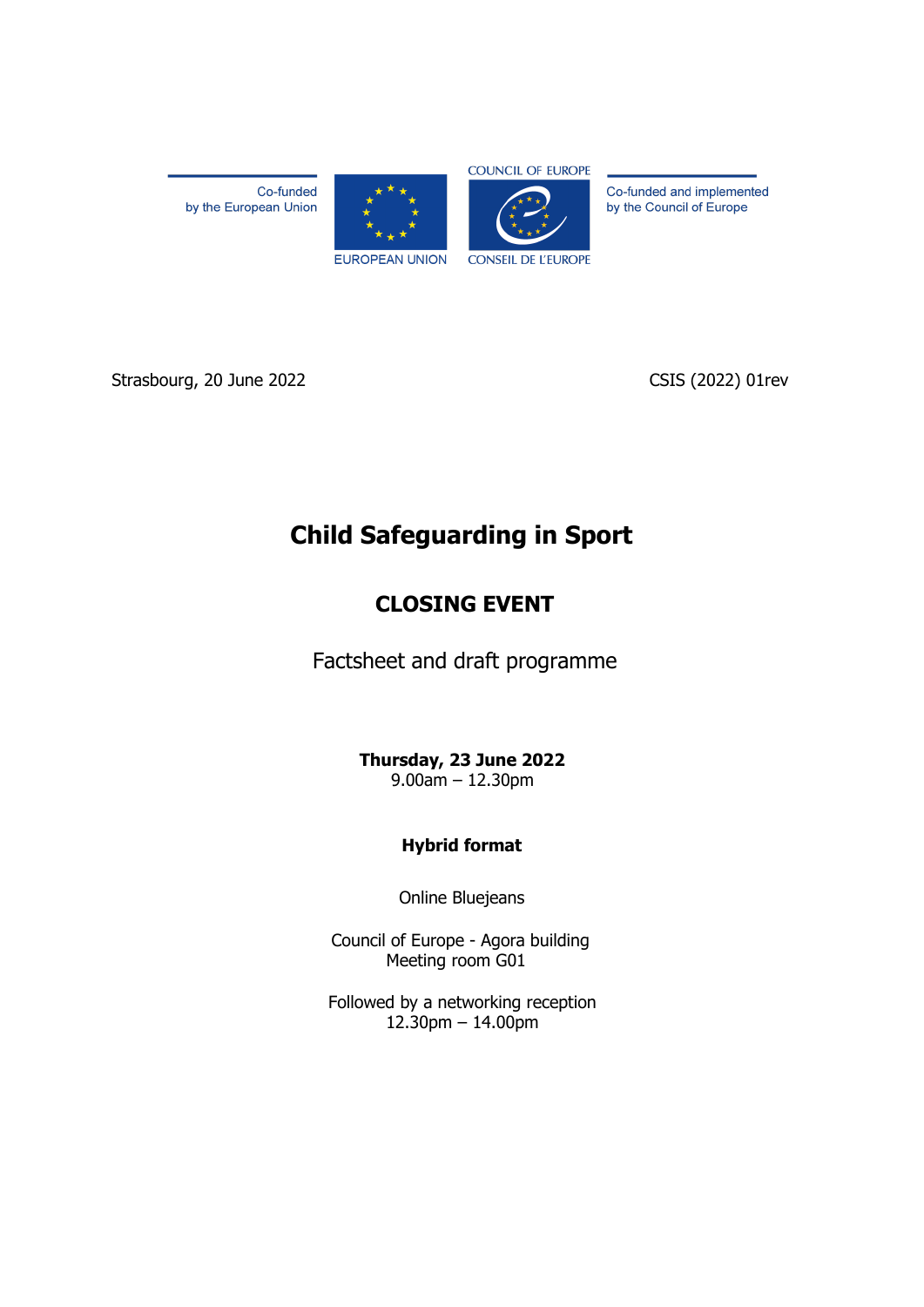Co-funded by the European Union

EUROPEAN UNION

COUNCIL OF EUROPE

CONSEIL DE L'EUROPE

Co-funded and implemented by the Council of Europe

Strasbourg, 20 June 2022

CSIS (2022) 01rev

# Child Safeguarding in Sport

## CLOSING EVENT

Factsheet and draft programme

**Thursday, 23 June 2022**
9.00am – 12.30pm

**Hybrid format**

Online Bluejeans

Council of Europe - Agora building
Meeting room G01

Followed by a networking reception
12.30pm – 14.00pm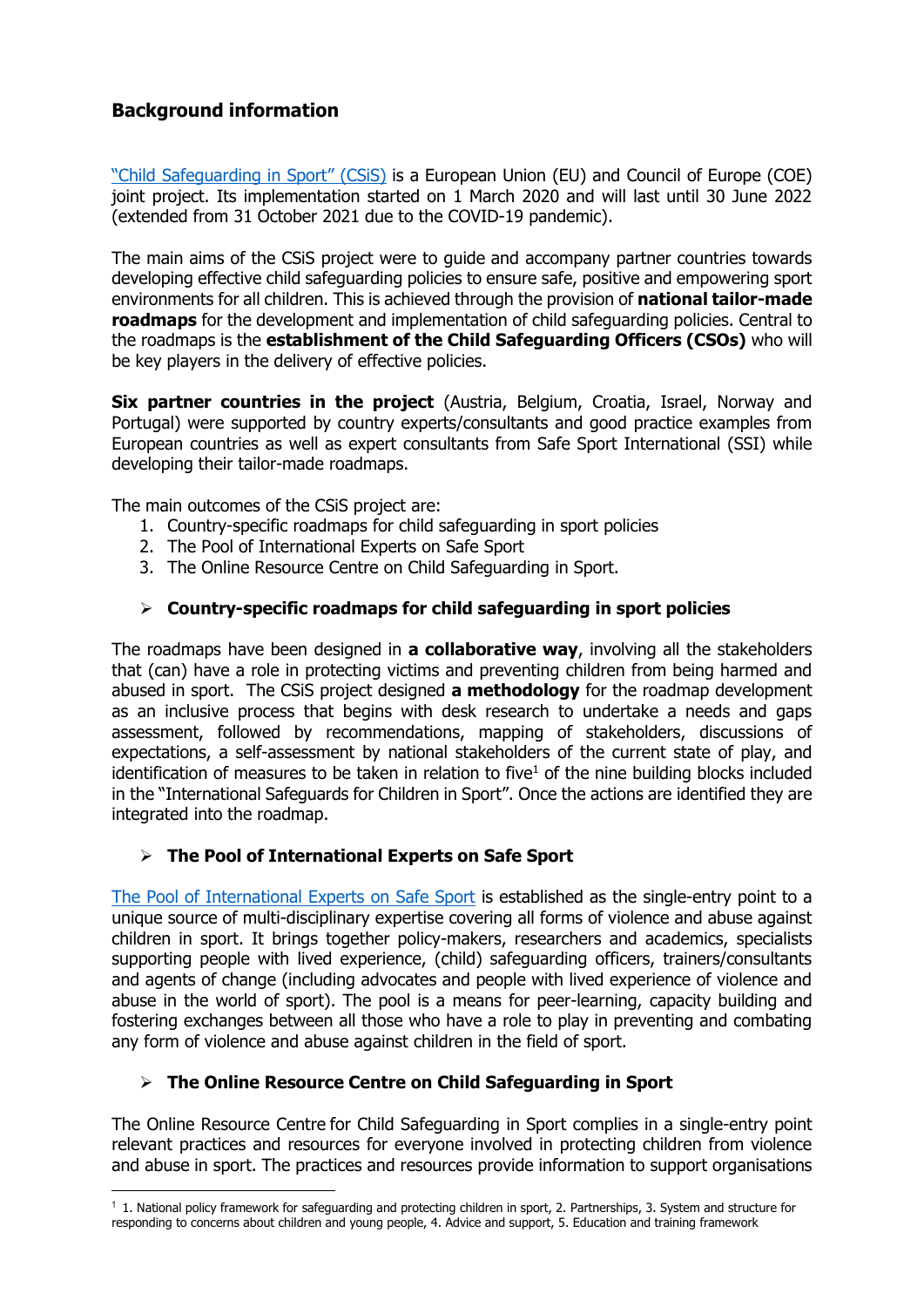## Background information

"Child Safeguarding in Sport" (CSiS) is a European Union (EU) and Council of Europe (COE) joint project. Its implementation started on 1 March 2020 and will last until 30 June 2022 (extended from 31 October 2021 due to the COVID-19 pandemic).

The main aims of the CSiS project were to guide and accompany partner countries towards developing effective child safeguarding policies to ensure safe, positive and empowering sport environments for all children. This is achieved through the provision of **national tailor-made roadmaps** for the development and implementation of child safeguarding policies. Central to the roadmaps is the **establishment of the Child Safeguarding Officers (CSOs)** who will be key players in the delivery of effective policies.

**Six partner countries in the project** (Austria, Belgium, Croatia, Israel, Norway and Portugal) were supported by country experts/consultants and good practice examples from European countries as well as expert consultants from Safe Sport International (SSI) while developing their tailor-made roadmaps.

The main outcomes of the CSiS project are:

1. Country-specific roadmaps for child safeguarding in sport policies
2. The Pool of International Experts on Safe Sport
3. The Online Resource Centre on Child Safeguarding in Sport.

### Country-specific roadmaps for child safeguarding in sport policies

The roadmaps have been designed in **a collaborative way**, involving all the stakeholders that (can) have a role in protecting victims and preventing children from being harmed and abused in sport. The CSiS project designed **a methodology** for the roadmap development as an inclusive process that begins with desk research to undertake a needs and gaps assessment, followed by recommendations, mapping of stakeholders, discussions of expectations, a self-assessment by national stakeholders of the current state of play, and identification of measures to be taken in relation to five[1] of the nine building blocks included in the "International Safeguards for Children in Sport". Once the actions are identified they are integrated into the roadmap.

### The Pool of International Experts on Safe Sport

The Pool of International Experts on Safe Sport is established as the single-entry point to a unique source of multi-disciplinary expertise covering all forms of violence and abuse against children in sport. It brings together policy-makers, researchers and academics, specialists supporting people with lived experience, (child) safeguarding officers, trainers/consultants and agents of change (including advocates and people with lived experience of violence and abuse in the world of sport). The pool is a means for peer-learning, capacity building and fostering exchanges between all those who have a role to play in preventing and combating any form of violence and abuse against children in the field of sport.

### The Online Resource Centre on Child Safeguarding in Sport

The Online Resource Centre for Child Safeguarding in Sport complies in a single-entry point relevant practices and resources for everyone involved in protecting children from violence and abuse in sport. The practices and resources provide information to support organisations

---

[1] 1. National policy framework for safeguarding and protecting children in sport, 2. Partnerships, 3. System and structure for responding to concerns about children and young people, 4. Advice and support, 5. Education and training framework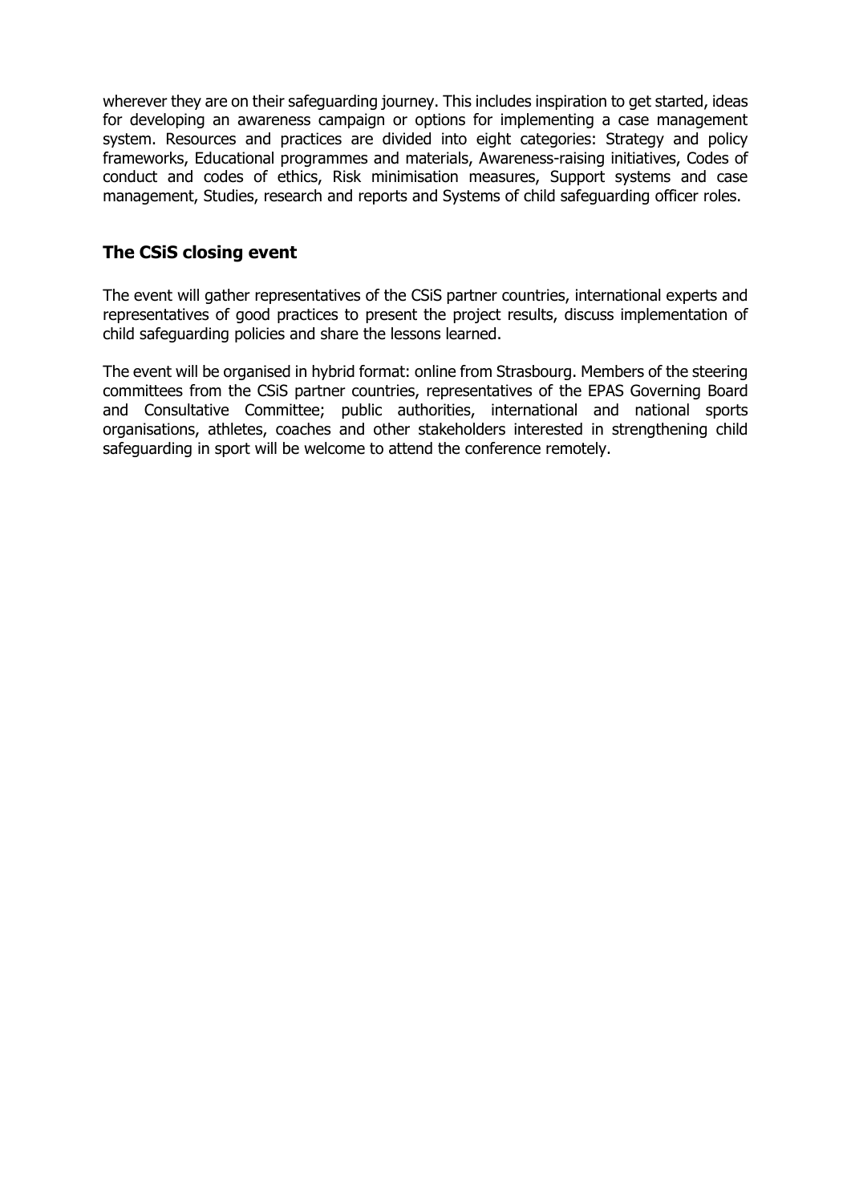wherever they are on their safeguarding journey. This includes inspiration to get started, ideas for developing an awareness campaign or options for implementing a case management system. Resources and practices are divided into eight categories: Strategy and policy frameworks, Educational programmes and materials, Awareness-raising initiatives, Codes of conduct and codes of ethics, Risk minimisation measures, Support systems and case management, Studies, research and reports and Systems of child safeguarding officer roles.

## The CSiS closing event

The event will gather representatives of the CSiS partner countries, international experts and representatives of good practices to present the project results, discuss implementation of child safeguarding policies and share the lessons learned.

The event will be organised in hybrid format: online from Strasbourg. Members of the steering committees from the CSiS partner countries, representatives of the EPAS Governing Board and Consultative Committee; public authorities, international and national sports organisations, athletes, coaches and other stakeholders interested in strengthening child safeguarding in sport will be welcome to attend the conference remotely.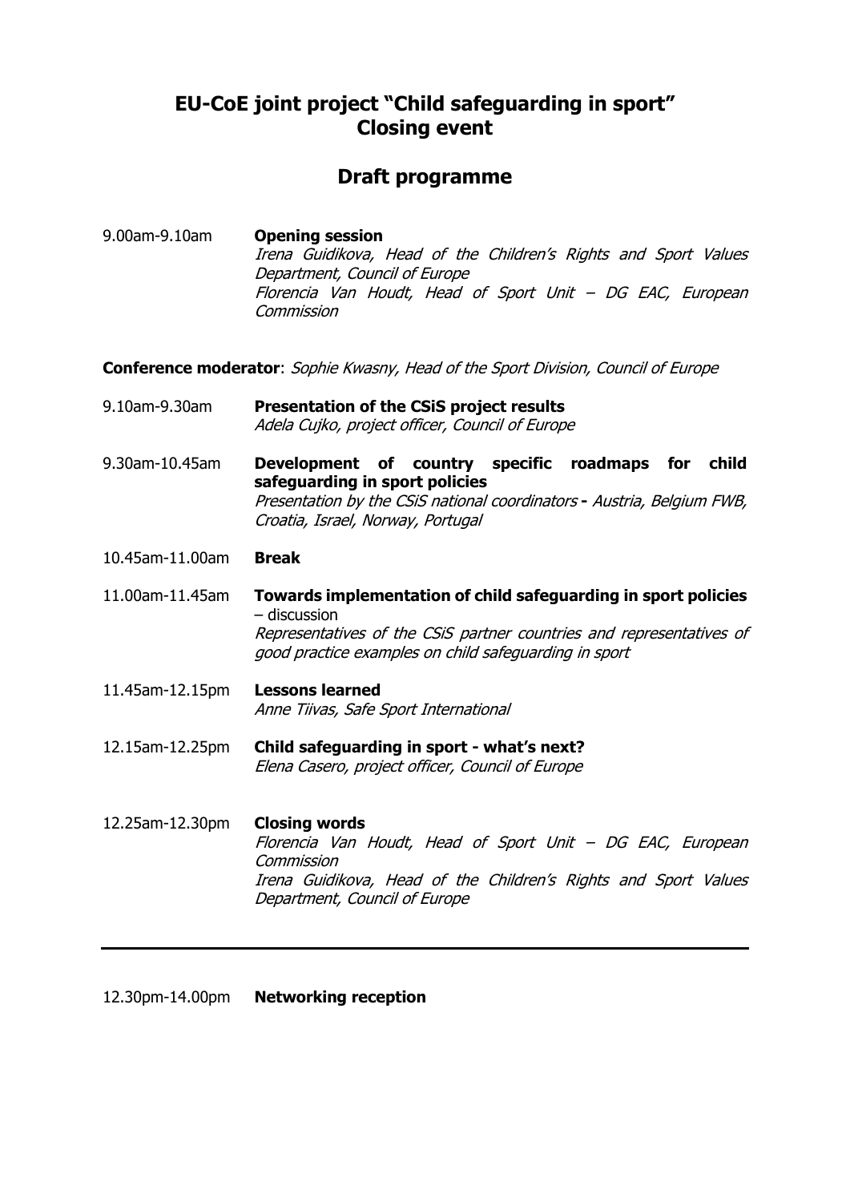## EU-CoE joint project "Child safeguarding in sport" Closing event

## Draft programme

9.00am-9.10am **Opening session**
*Irena Guidikova, Head of the Children's Rights and Sport Values Department, Council of Europe*
*Florencia Van Houdt, Head of Sport Unit – DG EAC, European Commission*

**Conference moderator**: *Sophie Kwasny, Head of the Sport Division, Council of Europe*

9.10am-9.30am **Presentation of the CSiS project results**
*Adela Cujko, project officer, Council of Europe*

9.30am-10.45am **Development of country specific roadmaps for child safeguarding in sport policies**
*Presentation by the CSiS national coordinators* **-** *Austria, Belgium FWB, Croatia, Israel, Norway, Portugal*

10.45am-11.00am **Break**

11.00am-11.45am **Towards implementation of child safeguarding in sport policies** – discussion
*Representatives of the CSiS partner countries and representatives of good practice examples on child safeguarding in sport*

11.45am-12.15pm **Lessons learned**
*Anne Tiivas, Safe Sport International*

12.15am-12.25pm **Child safeguarding in sport - what's next?**
*Elena Casero, project officer, Council of Europe*

12.25am-12.30pm **Closing words**
*Florencia Van Houdt, Head of Sport Unit – DG EAC, European Commission*
*Irena Guidikova, Head of the Children's Rights and Sport Values Department, Council of Europe*

---

12.30pm-14.00pm **Networking reception**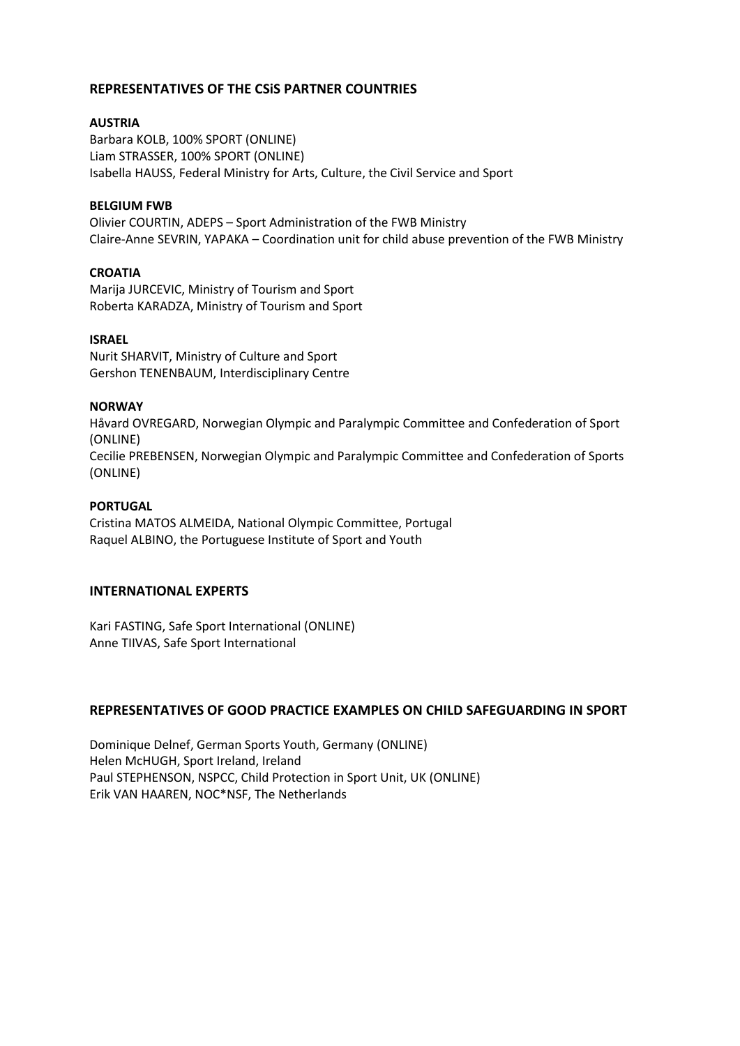## REPRESENTATIVES OF THE CSiS PARTNER COUNTRIES

**AUSTRIA**
Barbara KOLB, 100% SPORT (ONLINE)
Liam STRASSER, 100% SPORT (ONLINE)
Isabella HAUSS, Federal Ministry for Arts, Culture, the Civil Service and Sport

**BELGIUM FWB**
Olivier COURTIN, ADEPS – Sport Administration of the FWB Ministry
Claire-Anne SEVRIN, YAPAKA – Coordination unit for child abuse prevention of the FWB Ministry

**CROATIA**
Marija JURCEVIC, Ministry of Tourism and Sport
Roberta KARADZA, Ministry of Tourism and Sport

**ISRAEL**
Nurit SHARVIT, Ministry of Culture and Sport
Gershon TENENBAUM, Interdisciplinary Centre

**NORWAY**
Håvard OVREGARD, Norwegian Olympic and Paralympic Committee and Confederation of Sport (ONLINE)
Cecilie PREBENSEN, Norwegian Olympic and Paralympic Committee and Confederation of Sports (ONLINE)

**PORTUGAL**
Cristina MATOS ALMEIDA, National Olympic Committee, Portugal
Raquel ALBINO, the Portuguese Institute of Sport and Youth

## INTERNATIONAL EXPERTS

Kari FASTING, Safe Sport International (ONLINE)
Anne TIIVAS, Safe Sport International

## REPRESENTATIVES OF GOOD PRACTICE EXAMPLES ON CHILD SAFEGUARDING IN SPORT

Dominique Delnef, German Sports Youth, Germany (ONLINE)
Helen McHUGH, Sport Ireland, Ireland
Paul STEPHENSON, NSPCC, Child Protection in Sport Unit, UK (ONLINE)
Erik VAN HAAREN, NOC*NSF, The Netherlands